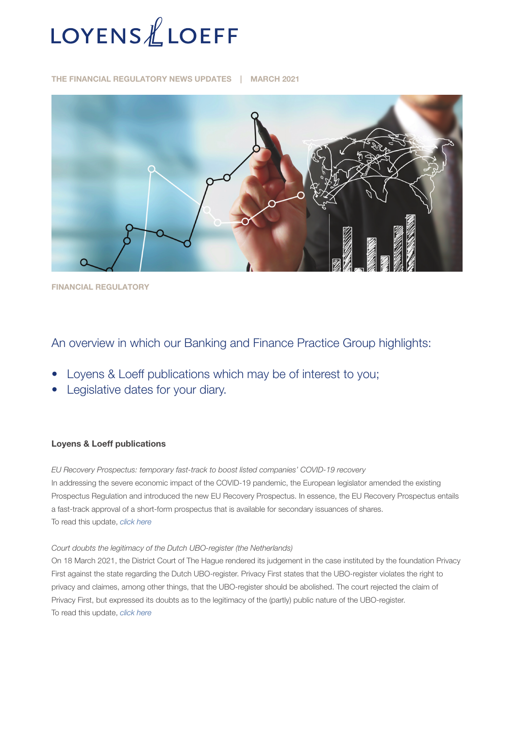# LOYENS & LOEFF

THE FINANCIAL REGULATORY NEWS UPDATES | MARCH 2021

FINANCIAL REGULATORY

## An overview in which our Banking and Finance Practice Group highlights:

- Loyens & Loeff publications which may be of interest to you;
- Legislative dates for your diary.

**Loyens & Loeff publications**

*EU Recovery Prospectus: temporary fast-track to boost listed companies' COVID-19 recovery*
In addressing the severe economic impact of the COVID-19 pandemic, the European legislator amended the existing Prospectus Regulation and introduced the new EU Recovery Prospectus. In essence, the EU Recovery Prospectus entails a fast-track approval of a short-form prospectus that is available for secondary issuances of shares.
To read this update, *click here*

*Court doubts the legitimacy of the Dutch UBO-register (the Netherlands)*
On 18 March 2021, the District Court of The Hague rendered its judgement in the case instituted by the foundation Privacy First against the state regarding the Dutch UBO-register. Privacy First states that the UBO-register violates the right to privacy and claimes, among other things, that the UBO-register should be abolished. The court rejected the claim of Privacy First, but expressed its doubts as to the legitimacy of the (partly) public nature of the UBO-register.
To read this update, *click here*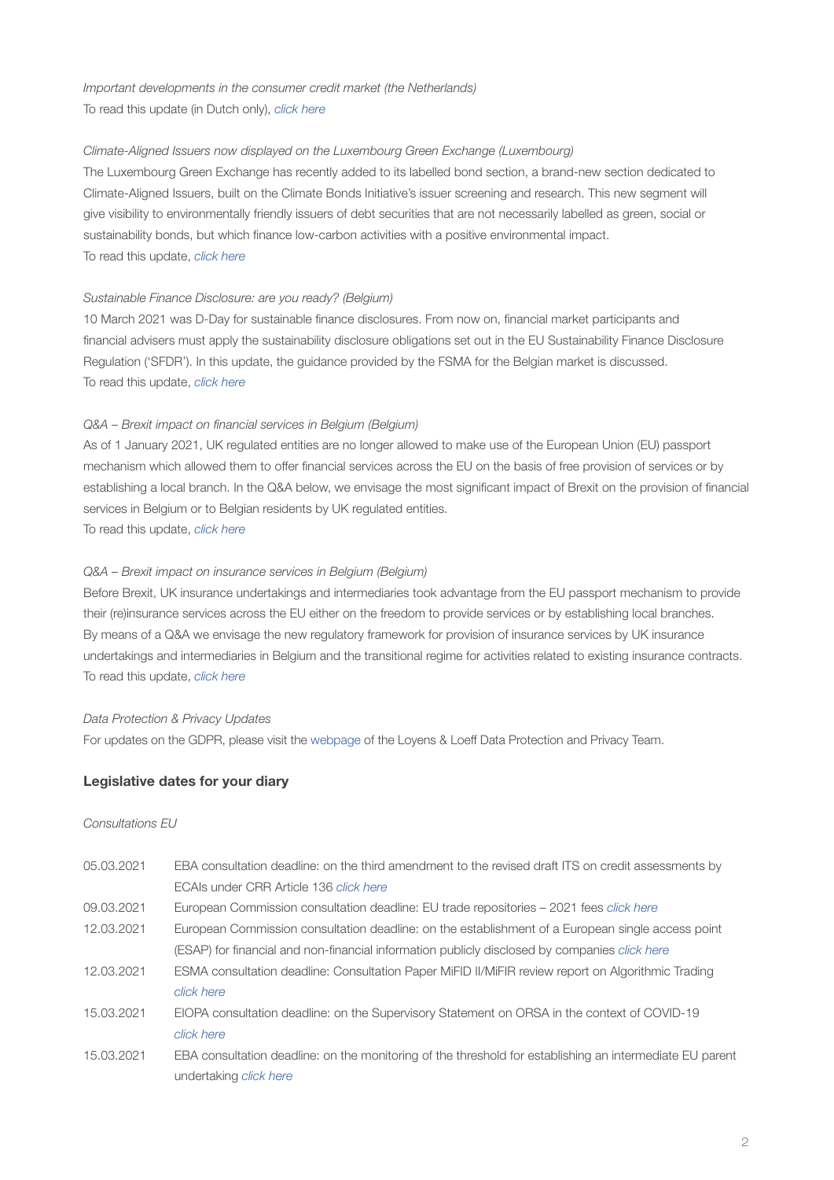*Important developments in the consumer credit market (the Netherlands)*
To read this update (in Dutch only), *click here*

*Climate-Aligned Issuers now displayed on the Luxembourg Green Exchange (Luxembourg)*
The Luxembourg Green Exchange has recently added to its labelled bond section, a brand-new section dedicated to Climate-Aligned Issuers, built on the Climate Bonds Initiative's issuer screening and research. This new segment will give visibility to environmentally friendly issuers of debt securities that are not necessarily labelled as green, social or sustainability bonds, but which finance low-carbon activities with a positive environmental impact.
To read this update, *click here*

*Sustainable Finance Disclosure: are you ready? (Belgium)*
10 March 2021 was D-Day for sustainable finance disclosures. From now on, financial market participants and financial advisers must apply the sustainability disclosure obligations set out in the EU Sustainability Finance Disclosure Regulation ('SFDR'). In this update, the guidance provided by the FSMA for the Belgian market is discussed.
To read this update, *click here*

*Q&A – Brexit impact on financial services in Belgium (Belgium)*
As of 1 January 2021, UK regulated entities are no longer allowed to make use of the European Union (EU) passport mechanism which allowed them to offer financial services across the EU on the basis of free provision of services or by establishing a local branch. In the Q&A below, we envisage the most significant impact of Brexit on the provision of financial services in Belgium or to Belgian residents by UK regulated entities.
To read this update, *click here*

*Q&A – Brexit impact on insurance services in Belgium (Belgium)*
Before Brexit, UK insurance undertakings and intermediaries took advantage from the EU passport mechanism to provide their (re)insurance services across the EU either on the freedom to provide services or by establishing local branches. By means of a Q&A we envisage the new regulatory framework for provision of insurance services by UK insurance undertakings and intermediaries in Belgium and the transitional regime for activities related to existing insurance contracts.
To read this update, *click here*

*Data Protection & Privacy Updates*
For updates on the GDPR, please visit the webpage of the Loyens & Loeff Data Protection and Privacy Team.

## Legislative dates for your diary

*Consultations EU*

| | |
|---|---|
| 05.03.2021 | EBA consultation deadline: on the third amendment to the revised draft ITS on credit assessments by ECAIs under CRR Article 136 *click here* |
| 09.03.2021 | European Commission consultation deadline: EU trade repositories – 2021 fees *click here* |
| 12.03.2021 | European Commission consultation deadline: on the establishment of a European single access point (ESAP) for financial and non-financial information publicly disclosed by companies *click here* |
| 12.03.2021 | ESMA consultation deadline: Consultation Paper MiFID II/MiFIR review report on Algorithmic Trading *click here* |
| 15.03.2021 | EIOPA consultation deadline: on the Supervisory Statement on ORSA in the context of COVID-19 *click here* |
| 15.03.2021 | EBA consultation deadline: on the monitoring of the threshold for establishing an intermediate EU parent undertaking *click here* |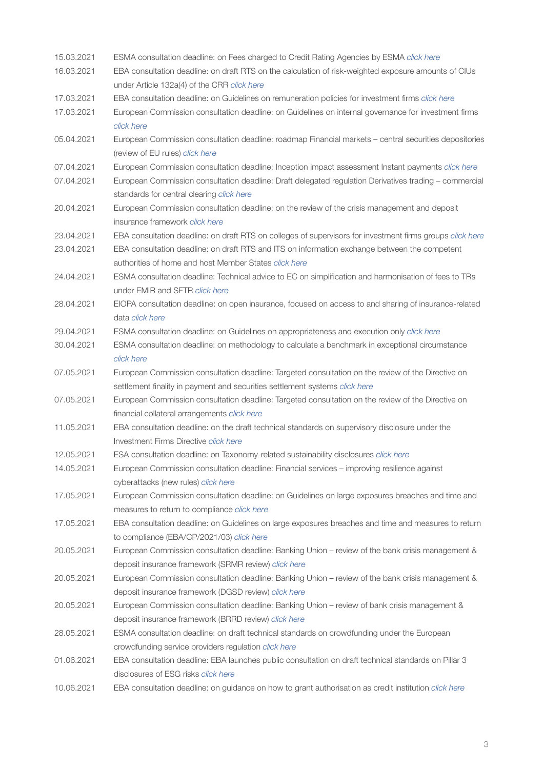| | |
|---|---|
| 15.03.2021 | ESMA consultation deadline: on Fees charged to Credit Rating Agencies by ESMA *click here* |
| 16.03.2021 | EBA consultation deadline: on draft RTS on the calculation of risk-weighted exposure amounts of CIUs under Article 132a(4) of the CRR *click here* |
| 17.03.2021 | EBA consultation deadline: on Guidelines on remuneration policies for investment firms *click here* |
| 17.03.2021 | European Commission consultation deadline: on Guidelines on internal governance for investment firms *click here* |
| 05.04.2021 | European Commission consultation deadline: roadmap Financial markets – central securities depositories (review of EU rules) *click here* |
| 07.04.2021 | European Commission consultation deadline: Inception impact assessment Instant payments *click here* |
| 07.04.2021 | European Commission consultation deadline: Draft delegated regulation Derivatives trading – commercial standards for central clearing *click here* |
| 20.04.2021 | European Commission consultation deadline: on the review of the crisis management and deposit insurance framework *click here* |
| 23.04.2021 | EBA consultation deadline: on draft RTS on colleges of supervisors for investment firms groups *click here* |
| 23.04.2021 | EBA consultation deadline: on draft RTS and ITS on information exchange between the competent authorities of home and host Member States *click here* |
| 24.04.2021 | ESMA consultation deadline: Technical advice to EC on simplification and harmonisation of fees to TRs under EMIR and SFTR *click here* |
| 28.04.2021 | EIOPA consultation deadline: on open insurance, focused on access to and sharing of insurance-related data *click here* |
| 29.04.2021 | ESMA consultation deadline: on Guidelines on appropriateness and execution only *click here* |
| 30.04.2021 | ESMA consultation deadline: on methodology to calculate a benchmark in exceptional circumstance *click here* |
| 07.05.2021 | European Commission consultation deadline: Targeted consultation on the review of the Directive on settlement finality in payment and securities settlement systems *click here* |
| 07.05.2021 | European Commission consultation deadline: Targeted consultation on the review of the Directive on financial collateral arrangements *click here* |
| 11.05.2021 | EBA consultation deadline: on the draft technical standards on supervisory disclosure under the Investment Firms Directive *click here* |
| 12.05.2021 | ESA consultation deadline: on Taxonomy-related sustainability disclosures *click here* |
| 14.05.2021 | European Commission consultation deadline: Financial services – improving resilience against cyberattacks (new rules) *click here* |
| 17.05.2021 | European Commission consultation deadline: on Guidelines on large exposures breaches and time and measures to return to compliance *click here* |
| 17.05.2021 | EBA consultation deadline: on Guidelines on large exposures breaches and time and measures to return to compliance (EBA/CP/2021/03) *click here* |
| 20.05.2021 | European Commission consultation deadline: Banking Union – review of the bank crisis management & deposit insurance framework (SRMR review) *click here* |
| 20.05.2021 | European Commission consultation deadline: Banking Union – review of the bank crisis management & deposit insurance framework (DGSD review) *click here* |
| 20.05.2021 | European Commission consultation deadline: Banking Union – review of bank crisis management & deposit insurance framework (BRRD review) *click here* |
| 28.05.2021 | ESMA consultation deadline: on draft technical standards on crowdfunding under the European crowdfunding service providers regulation *click here* |
| 01.06.2021 | EBA consultation deadline: EBA launches public consultation on draft technical standards on Pillar 3 disclosures of ESG risks *click here* |
| 10.06.2021 | EBA consultation deadline: on guidance on how to grant authorisation as credit institution *click here* |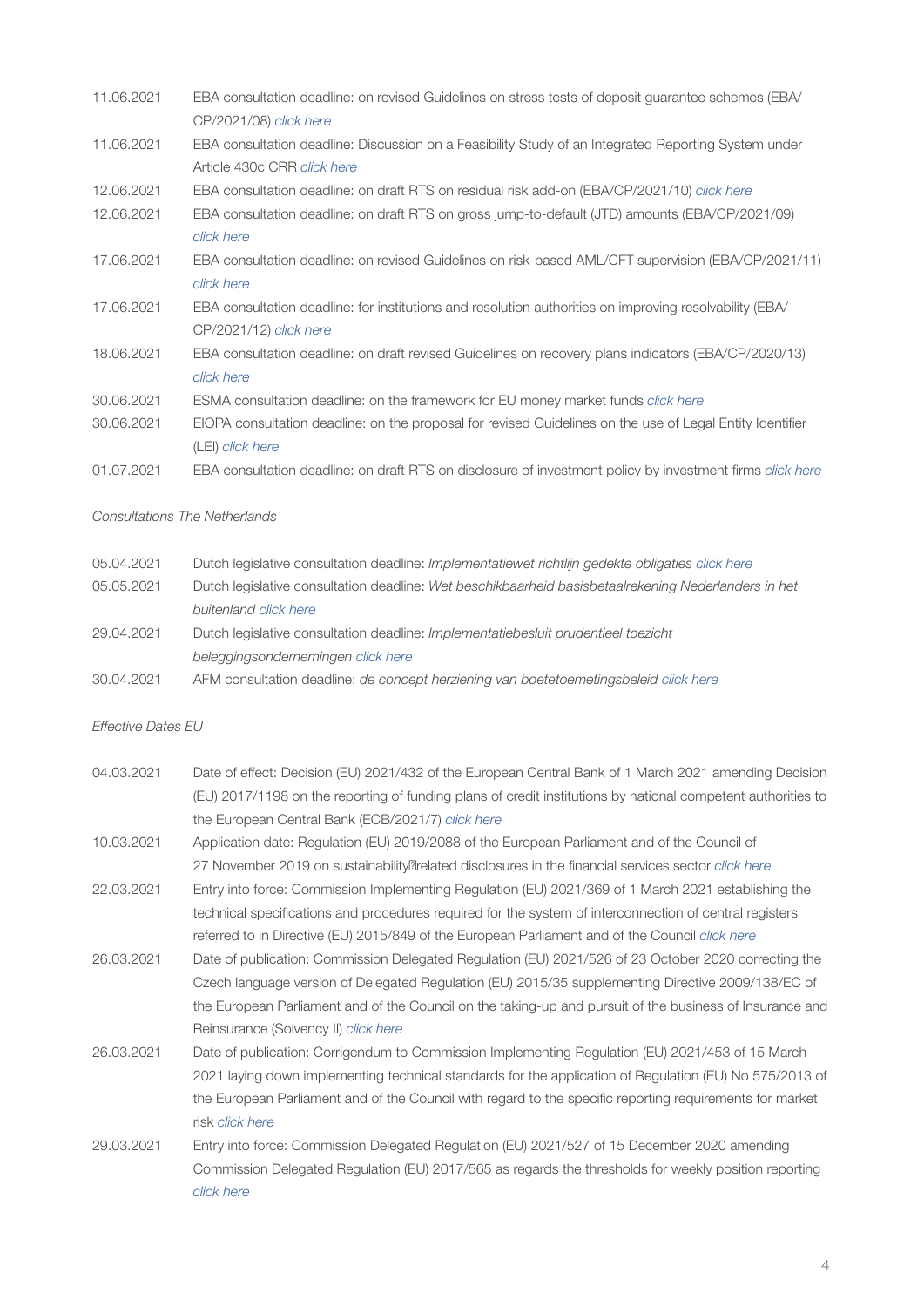| | |
|---|---|
| 11.06.2021 | EBA consultation deadline: on revised Guidelines on stress tests of deposit guarantee schemes (EBA/CP/2021/08) *click here* |
| 11.06.2021 | EBA consultation deadline: Discussion on a Feasibility Study of an Integrated Reporting System under Article 430c CRR *click here* |
| 12.06.2021 | EBA consultation deadline: on draft RTS on residual risk add-on (EBA/CP/2021/10) *click here* |
| 12.06.2021 | EBA consultation deadline: on draft RTS on gross jump-to-default (JTD) amounts (EBA/CP/2021/09) *click here* |
| 17.06.2021 | EBA consultation deadline: on revised Guidelines on risk-based AML/CFT supervision (EBA/CP/2021/11) *click here* |
| 17.06.2021 | EBA consultation deadline: for institutions and resolution authorities on improving resolvability (EBA/CP/2021/12) *click here* |
| 18.06.2021 | EBA consultation deadline: on draft revised Guidelines on recovery plans indicators (EBA/CP/2020/13) *click here* |
| 30.06.2021 | ESMA consultation deadline: on the framework for EU money market funds *click here* |
| 30.06.2021 | EIOPA consultation deadline: on the proposal for revised Guidelines on the use of Legal Entity Identifier (LEI) *click here* |
| 01.07.2021 | EBA consultation deadline: on draft RTS on disclosure of investment policy by investment firms *click here* |

*Consultations The Netherlands*

| | |
|---|---|
| 05.04.2021 | Dutch legislative consultation deadline: *Implementatiewet richtlijn gedekte obligaties* *click here* |
| 05.05.2021 | Dutch legislative consultation deadline: *Wet beschikbaarheid basisbetaalrekening Nederlanders in het buitenland* *click here* |
| 29.04.2021 | Dutch legislative consultation deadline: *Implementatiebesluit prudentieel toezicht beleggingsondernemingen* *click here* |
| 30.04.2021 | AFM consultation deadline: *de concept herziening van boetetoemetingsbeleid* *click here* |

*Effective Dates EU*

| | |
|---|---|
| 04.03.2021 | Date of effect: Decision (EU) 2021/432 of the European Central Bank of 1 March 2021 amending Decision (EU) 2017/1198 on the reporting of funding plans of credit institutions by national competent authorities to the European Central Bank (ECB/2021/7) *click here* |
| 10.03.2021 | Application date: Regulation (EU) 2019/2088 of the European Parliament and of the Council of 27 November 2019 on sustainability‐related disclosures in the financial services sector *click here* |
| 22.03.2021 | Entry into force: Commission Implementing Regulation (EU) 2021/369 of 1 March 2021 establishing the technical specifications and procedures required for the system of interconnection of central registers referred to in Directive (EU) 2015/849 of the European Parliament and of the Council *click here* |
| 26.03.2021 | Date of publication: Commission Delegated Regulation (EU) 2021/526 of 23 October 2020 correcting the Czech language version of Delegated Regulation (EU) 2015/35 supplementing Directive 2009/138/EC of the European Parliament and of the Council on the taking-up and pursuit of the business of Insurance and Reinsurance (Solvency II) *click here* |
| 26.03.2021 | Date of publication: Corrigendum to Commission Implementing Regulation (EU) 2021/453 of 15 March 2021 laying down implementing technical standards for the application of Regulation (EU) No 575/2013 of the European Parliament and of the Council with regard to the specific reporting requirements for market risk *click here* |
| 29.03.2021 | Entry into force: Commission Delegated Regulation (EU) 2021/527 of 15 December 2020 amending Commission Delegated Regulation (EU) 2017/565 as regards the thresholds for weekly position reporting *click here* |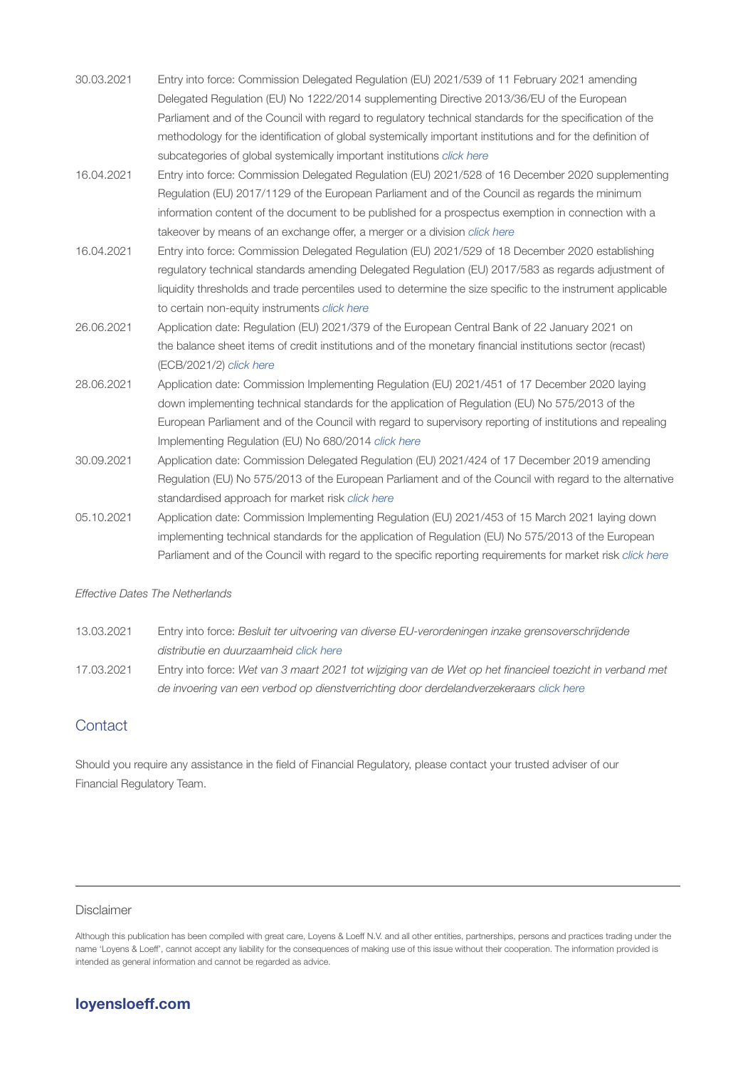30.03.2021 Entry into force: Commission Delegated Regulation (EU) 2021/539 of 11 February 2021 amending Delegated Regulation (EU) No 1222/2014 supplementing Directive 2013/36/EU of the European Parliament and of the Council with regard to regulatory technical standards for the specification of the methodology for the identification of global systemically important institutions and for the definition of subcategories of global systemically important institutions *click here*

16.04.2021 Entry into force: Commission Delegated Regulation (EU) 2021/528 of 16 December 2020 supplementing Regulation (EU) 2017/1129 of the European Parliament and of the Council as regards the minimum information content of the document to be published for a prospectus exemption in connection with a takeover by means of an exchange offer, a merger or a division *click here*

16.04.2021 Entry into force: Commission Delegated Regulation (EU) 2021/529 of 18 December 2020 establishing regulatory technical standards amending Delegated Regulation (EU) 2017/583 as regards adjustment of liquidity thresholds and trade percentiles used to determine the size specific to the instrument applicable to certain non-equity instruments *click here*

26.06.2021 Application date: Regulation (EU) 2021/379 of the European Central Bank of 22 January 2021 on the balance sheet items of credit institutions and of the monetary financial institutions sector (recast) (ECB/2021/2) *click here*

28.06.2021 Application date: Commission Implementing Regulation (EU) 2021/451 of 17 December 2020 laying down implementing technical standards for the application of Regulation (EU) No 575/2013 of the European Parliament and of the Council with regard to supervisory reporting of institutions and repealing Implementing Regulation (EU) No 680/2014 *click here*

30.09.2021 Application date: Commission Delegated Regulation (EU) 2021/424 of 17 December 2019 amending Regulation (EU) No 575/2013 of the European Parliament and of the Council with regard to the alternative standardised approach for market risk *click here*

05.10.2021 Application date: Commission Implementing Regulation (EU) 2021/453 of 15 March 2021 laying down implementing technical standards for the application of Regulation (EU) No 575/2013 of the European Parliament and of the Council with regard to the specific reporting requirements for market risk *click here*

*Effective Dates The Netherlands*

13.03.2021 Entry into force: *Besluit ter uitvoering van diverse EU-verordeningen inzake grensoverschrijdende distributie en duurzaamheid click here*

17.03.2021 Entry into force: *Wet van 3 maart 2021 tot wijziging van de Wet op het financieel toezicht in verband met de invoering van een verbod op dienstverrichting door derdelandverzekeraars click here*

## Contact

Should you require any assistance in the field of Financial Regulatory, please contact your trusted adviser of our Financial Regulatory Team.

Disclaimer

Although this publication has been compiled with great care, Loyens & Loeff N.V. and all other entities, partnerships, persons and practices trading under the name 'Loyens & Loeff', cannot accept any liability for the consequences of making use of this issue without their cooperation. The information provided is intended as general information and cannot be regarded as advice.

**loyensloeff.com**